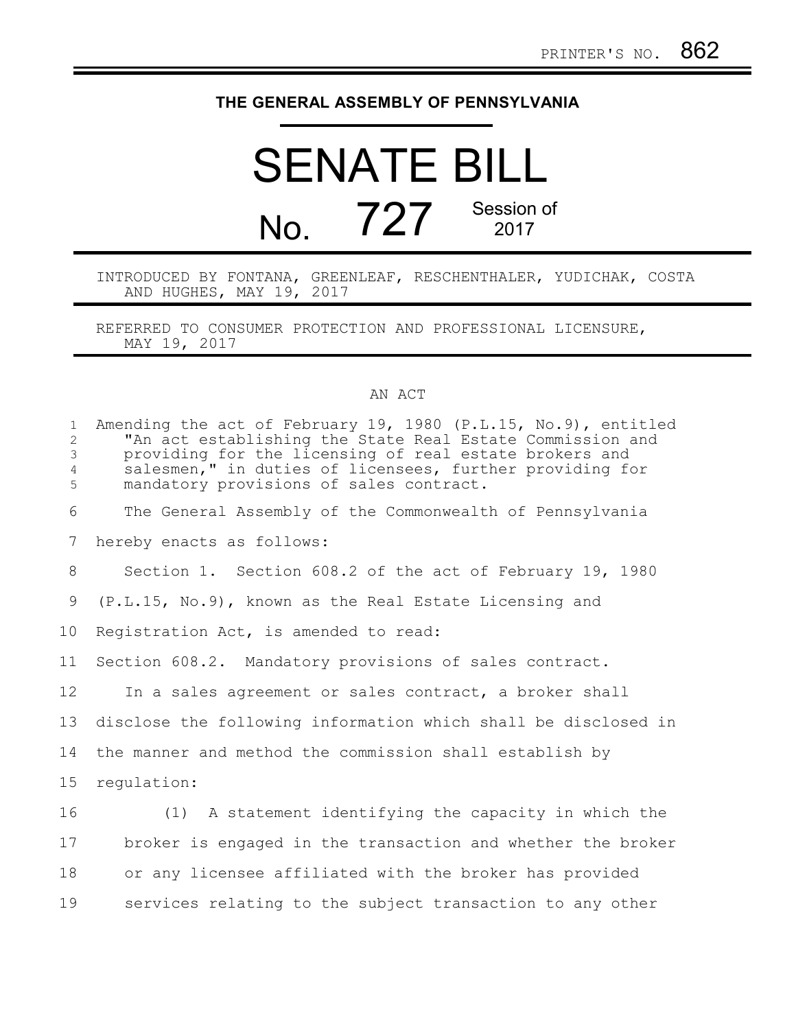PRINTER'S NO. 862

# THE GENERAL ASSEMBLY OF PENNSYLVANIA

# SENATE BILL

## No. 727 Session of 2017

INTRODUCED BY FONTANA, GREENLEAF, RESCHENTHALER, YUDICHAK, COSTA AND HUGHES, MAY 19, 2017

REFERRED TO CONSUMER PROTECTION AND PROFESSIONAL LICENSURE, MAY 19, 2017

AN ACT

Amending the act of February 19, 1980 (P.L.15, No.9), entitled "An act establishing the State Real Estate Commission and providing for the licensing of real estate brokers and salesmen," in duties of licensees, further providing for mandatory provisions of sales contract.

The General Assembly of the Commonwealth of Pennsylvania hereby enacts as follows:

Section 1. Section 608.2 of the act of February 19, 1980 (P.L.15, No.9), known as the Real Estate Licensing and Registration Act, is amended to read:

Section 608.2. Mandatory provisions of sales contract.

In a sales agreement or sales contract, a broker shall disclose the following information which shall be disclosed in the manner and method the commission shall establish by regulation:

(1) A statement identifying the capacity in which the broker is engaged in the transaction and whether the broker or any licensee affiliated with the broker has provided services relating to the subject transaction to any other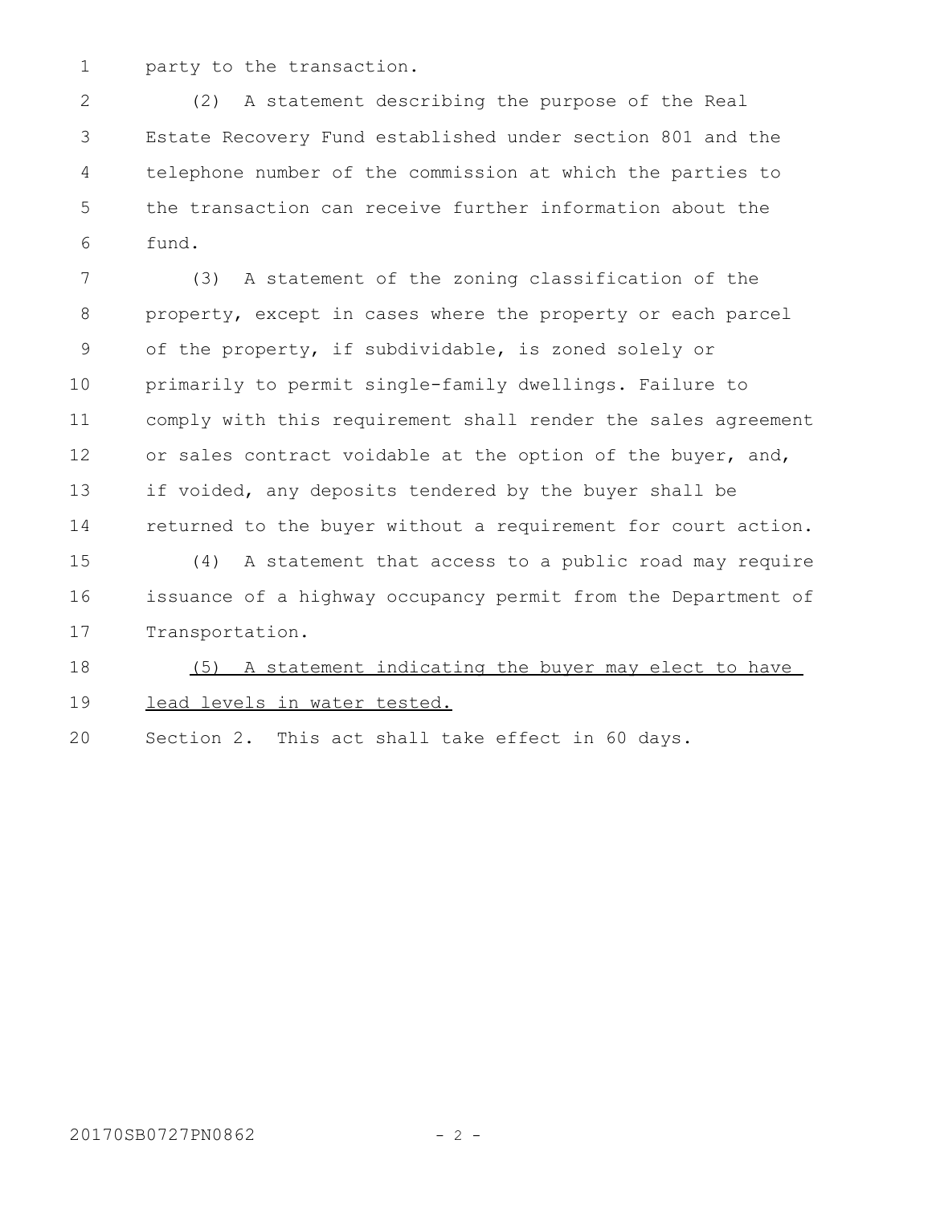party to the transaction.

(2) A statement describing the purpose of the Real Estate Recovery Fund established under section 801 and the telephone number of the commission at which the parties to the transaction can receive further information about the fund.

(3) A statement of the zoning classification of the property, except in cases where the property or each parcel of the property, if subdividable, is zoned solely or primarily to permit single-family dwellings. Failure to comply with this requirement shall render the sales agreement or sales contract voidable at the option of the buyer, and, if voided, any deposits tendered by the buyer shall be returned to the buyer without a requirement for court action.

(4) A statement that access to a public road may require issuance of a highway occupancy permit from the Department of Transportation.

<u>(5) A statement indicating the buyer may elect to have lead levels in water tested.</u>

Section 2. This act shall take effect in 60 days.